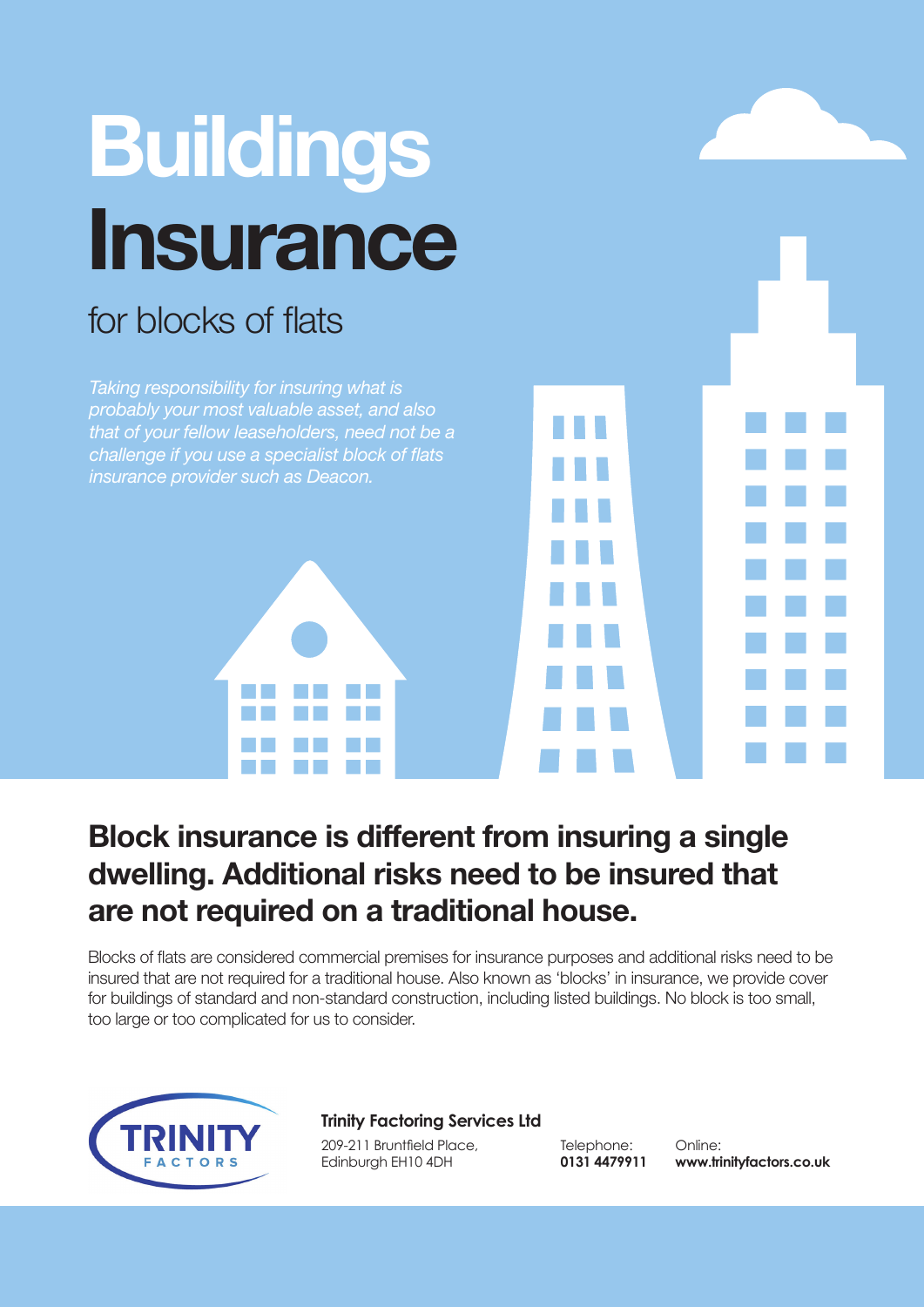# Buildings Insurance

## for blocks of flats

*Taking responsibility for insuring what is probably your most valuable asset, and also that of your fellow leaseholders, need not be a challenge if you use a specialist block of flats insurance provider such as Deacon.*

## Block insurance is different from insuring a single dwelling. Additional risks need to be insured that are not required on a traditional house.

Blocks of flats are considered commercial premises for insurance purposes and additional risks need to be insured that are not required for a traditional house. Also known as 'blocks' in insurance, we provide cover for buildings of standard and non-standard construction, including listed buildings. No block is too small, too large or too complicated for us to consider.

TRINITY FACTORS

**Trinity Factoring Services Ltd**

209-211 Bruntfield Place,
Edinburgh EH10 4DH

Telephone:
**0131 4479911**

Online:
**www.trinityfactors.co.uk**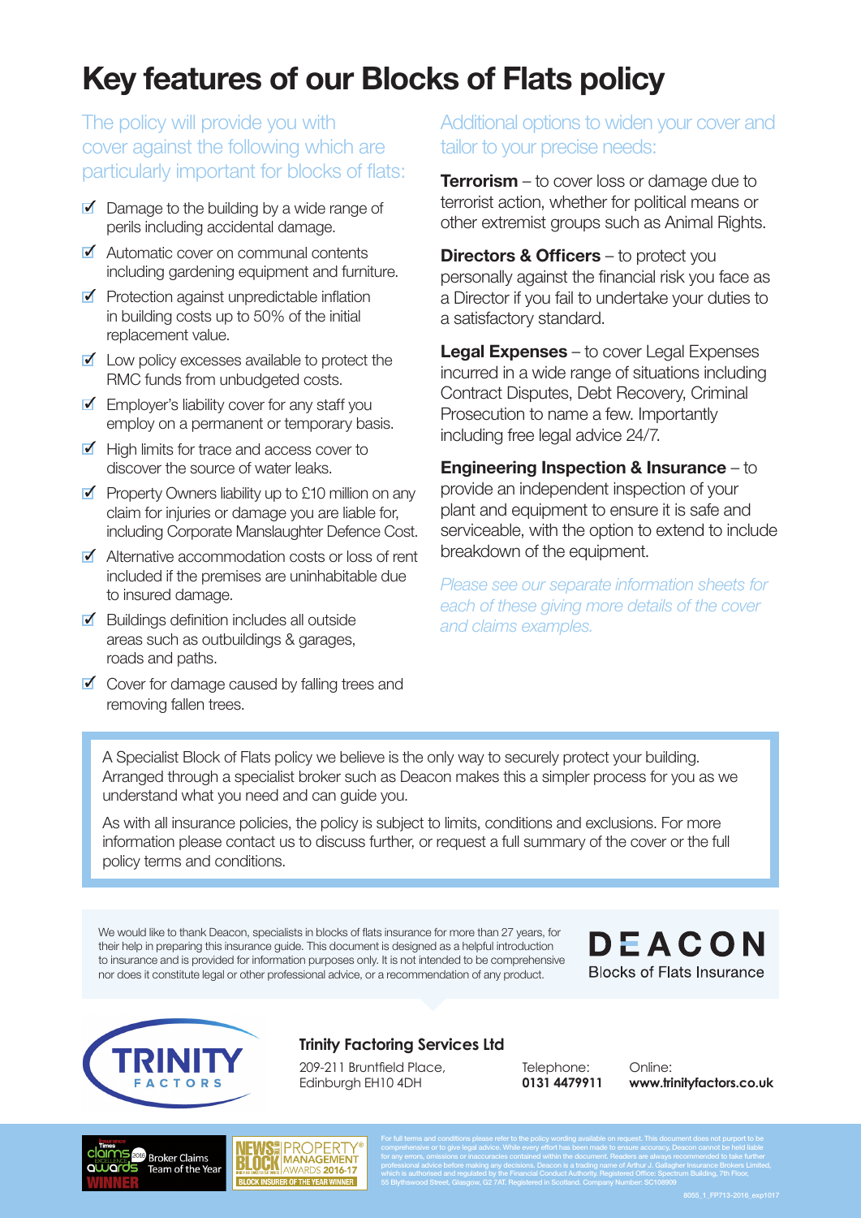# Key features of our Blocks of Flats policy

## The policy will provide you with cover against the following which are particularly important for blocks of flats:

- Damage to the building by a wide range of perils including accidental damage.
- Automatic cover on communal contents including gardening equipment and furniture.
- Protection against unpredictable inflation in building costs up to 50% of the initial replacement value.
- Low policy excesses available to protect the RMC funds from unbudgeted costs.
- Employer's liability cover for any staff you employ on a permanent or temporary basis.
- High limits for trace and access cover to discover the source of water leaks.
- Property Owners liability up to £10 million on any claim for injuries or damage you are liable for, including Corporate Manslaughter Defence Cost.
- Alternative accommodation costs or loss of rent included if the premises are uninhabitable due to insured damage.
- Buildings definition includes all outside areas such as outbuildings & garages, roads and paths.
- Cover for damage caused by falling trees and removing fallen trees.

## Additional options to widen your cover and tailor to your precise needs:

**Terrorism** – to cover loss or damage due to terrorist action, whether for political means or other extremist groups such as Animal Rights.

**Directors & Officers** – to protect you personally against the financial risk you face as a Director if you fail to undertake your duties to a satisfactory standard.

**Legal Expenses** – to cover Legal Expenses incurred in a wide range of situations including Contract Disputes, Debt Recovery, Criminal Prosecution to name a few. Importantly including free legal advice 24/7.

**Engineering Inspection & Insurance** – to provide an independent inspection of your plant and equipment to ensure it is safe and serviceable, with the option to extend to include breakdown of the equipment.

*Please see our separate information sheets for each of these giving more details of the cover and claims examples.*

A Specialist Block of Flats policy we believe is the only way to securely protect your building. Arranged through a specialist broker such as Deacon makes this a simpler process for you as we understand what you need and can guide you.

As with all insurance policies, the policy is subject to limits, conditions and exclusions. For more information please contact us to discuss further, or request a full summary of the cover or the full policy terms and conditions.

We would like to thank Deacon, specialists in blocks of flats insurance for more than 27 years, for their help in preparing this insurance guide. This document is designed as a helpful introduction to insurance and is provided for information purposes only. It is not intended to be comprehensive nor does it constitute legal or other professional advice, or a recommendation of any product.

DEACON
Blocks of Flats Insurance

TRINITY FACTORS

**Trinity Factoring Services Ltd**
209-211 Bruntfield Place,
Edinburgh EH10 4DH

Telephone:
**0131 4479911**

Online:
**www.trinityfactors.co.uk**

Insurance Times claims excellence awards 2016 Broker Claims Team of the Year WINNER

NEWS ON THE BLOCK PROPERTY MANAGEMENT AWARDS 2016-17 BLOCK INSURER OF THE YEAR WINNER

For full terms and conditions please refer to the policy wording available on request. This document does not purport to be comprehensive or to give legal advice. While every effort has been made to ensure accuracy, Deacon cannot be held liable for any errors, omissions or inaccuracies contained within the document. Readers are always recommended to take further professional advice before making any decisions. Deacon is a trading name of Arthur J. Gallagher Insurance Brokers Limited, which is authorised and regulated by the Financial Conduct Authority. Registered Office: Spectrum Building, 7th Floor, 55 Blythswood Street, Glasgow, G2 7AT. Registered in Scotland. Company Number: SC108909

8055_1_FP713-2016_exp1017